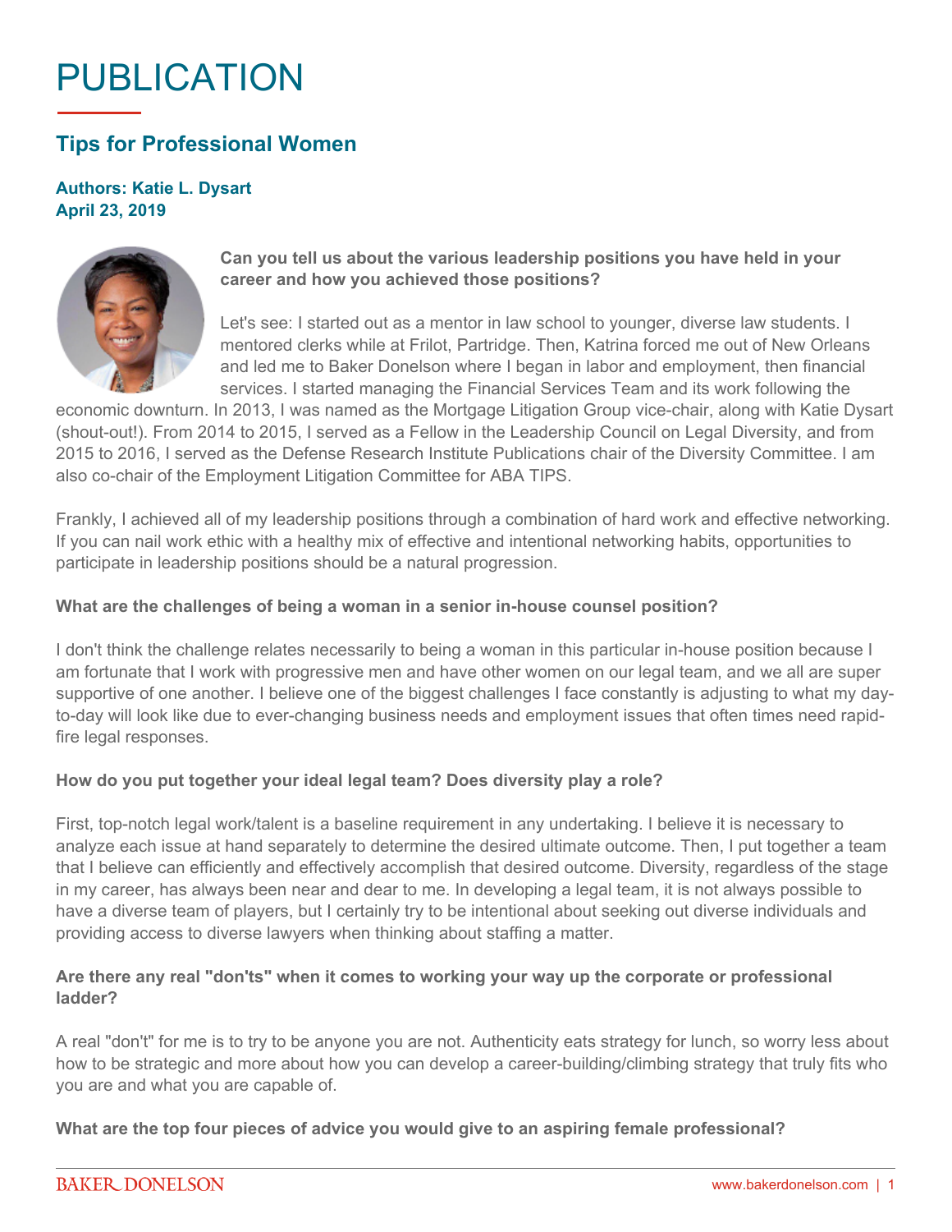# PUBLICATION

## Tips for Professional Women

**Authors: Katie L. Dysart**
**April 23, 2019**

**Can you tell us about the various leadership positions you have held in your career and how you achieved those positions?**

Let's see: I started out as a mentor in law school to younger, diverse law students. I mentored clerks while at Frilot, Partridge. Then, Katrina forced me out of New Orleans and led me to Baker Donelson where I began in labor and employment, then financial services. I started managing the Financial Services Team and its work following the economic downturn. In 2013, I was named as the Mortgage Litigation Group vice-chair, along with Katie Dysart (shout-out!). From 2014 to 2015, I served as a Fellow in the Leadership Council on Legal Diversity, and from 2015 to 2016, I served as the Defense Research Institute Publications chair of the Diversity Committee. I am also co-chair of the Employment Litigation Committee for ABA TIPS.

Frankly, I achieved all of my leadership positions through a combination of hard work and effective networking. If you can nail work ethic with a healthy mix of effective and intentional networking habits, opportunities to participate in leadership positions should be a natural progression.

**What are the challenges of being a woman in a senior in-house counsel position?**

I don't think the challenge relates necessarily to being a woman in this particular in-house position because I am fortunate that I work with progressive men and have other women on our legal team, and we all are super supportive of one another. I believe one of the biggest challenges I face constantly is adjusting to what my day-to-day will look like due to ever-changing business needs and employment issues that often times need rapid-fire legal responses.

**How do you put together your ideal legal team? Does diversity play a role?**

First, top-notch legal work/talent is a baseline requirement in any undertaking. I believe it is necessary to analyze each issue at hand separately to determine the desired ultimate outcome. Then, I put together a team that I believe can efficiently and effectively accomplish that desired outcome. Diversity, regardless of the stage in my career, has always been near and dear to me. In developing a legal team, it is not always possible to have a diverse team of players, but I certainly try to be intentional about seeking out diverse individuals and providing access to diverse lawyers when thinking about staffing a matter.

**Are there any real "don'ts" when it comes to working your way up the corporate or professional ladder?**

A real "don't" for me is to try to be anyone you are not. Authenticity eats strategy for lunch, so worry less about how to be strategic and more about how you can develop a career-building/climbing strategy that truly fits who you are and what you are capable of.

**What are the top four pieces of advice you would give to an aspiring female professional?**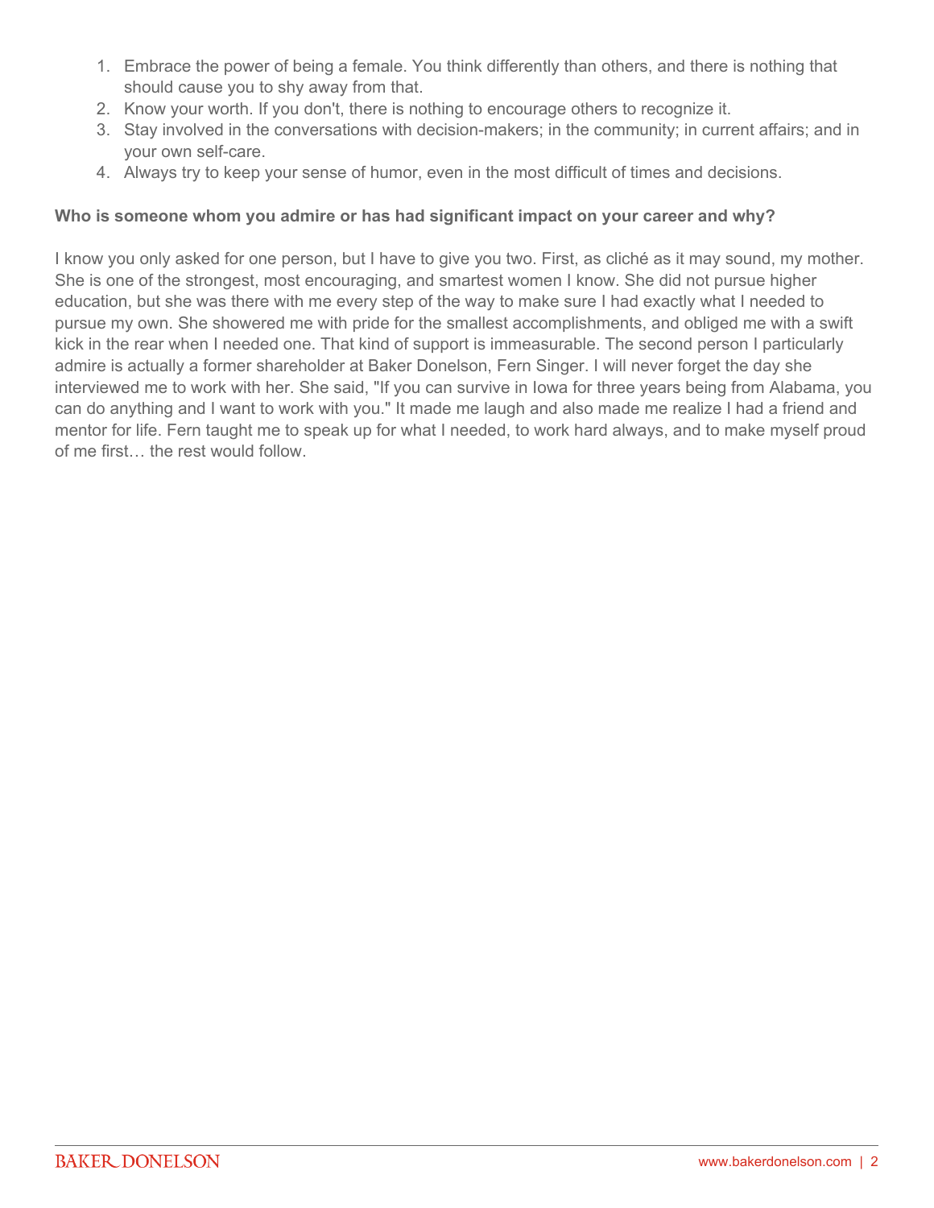1. Embrace the power of being a female. You think differently than others, and there is nothing that should cause you to shy away from that.
2. Know your worth. If you don't, there is nothing to encourage others to recognize it.
3. Stay involved in the conversations with decision-makers; in the community; in current affairs; and in your own self-care.
4. Always try to keep your sense of humor, even in the most difficult of times and decisions.

**Who is someone whom you admire or has had significant impact on your career and why?**

I know you only asked for one person, but I have to give you two. First, as cliché as it may sound, my mother. She is one of the strongest, most encouraging, and smartest women I know. She did not pursue higher education, but she was there with me every step of the way to make sure I had exactly what I needed to pursue my own. She showered me with pride for the smallest accomplishments, and obliged me with a swift kick in the rear when I needed one. That kind of support is immeasurable. The second person I particularly admire is actually a former shareholder at Baker Donelson, Fern Singer. I will never forget the day she interviewed me to work with her. She said, "If you can survive in Iowa for three years being from Alabama, you can do anything and I want to work with you." It made me laugh and also made me realize I had a friend and mentor for life. Fern taught me to speak up for what I needed, to work hard always, and to make myself proud of me first… the rest would follow.